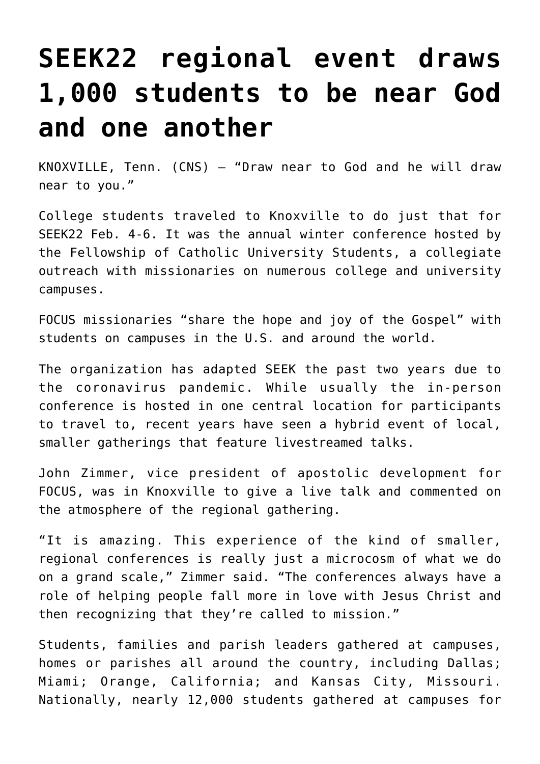# SEEK22 regional event draws 1,000 students to be near God and one another

KNOXVILLE, Tenn. (CNS) — "Draw near to God and he will draw near to you."

College students traveled to Knoxville to do just that for SEEK22 Feb. 4-6. It was the annual winter conference hosted by the Fellowship of Catholic University Students, a collegiate outreach with missionaries on numerous college and university campuses.

FOCUS missionaries "share the hope and joy of the Gospel" with students on campuses in the U.S. and around the world.

The organization has adapted SEEK the past two years due to the coronavirus pandemic. While usually the in-person conference is hosted in one central location for participants to travel to, recent years have seen a hybrid event of local, smaller gatherings that feature livestreamed talks.

John Zimmer, vice president of apostolic development for FOCUS, was in Knoxville to give a live talk and commented on the atmosphere of the regional gathering.

"It is amazing. This experience of the kind of smaller, regional conferences is really just a microcosm of what we do on a grand scale," Zimmer said. "The conferences always have a role of helping people fall more in love with Jesus Christ and then recognizing that they're called to mission."

Students, families and parish leaders gathered at campuses, homes or parishes all around the country, including Dallas; Miami; Orange, California; and Kansas City, Missouri. Nationally, nearly 12,000 students gathered at campuses for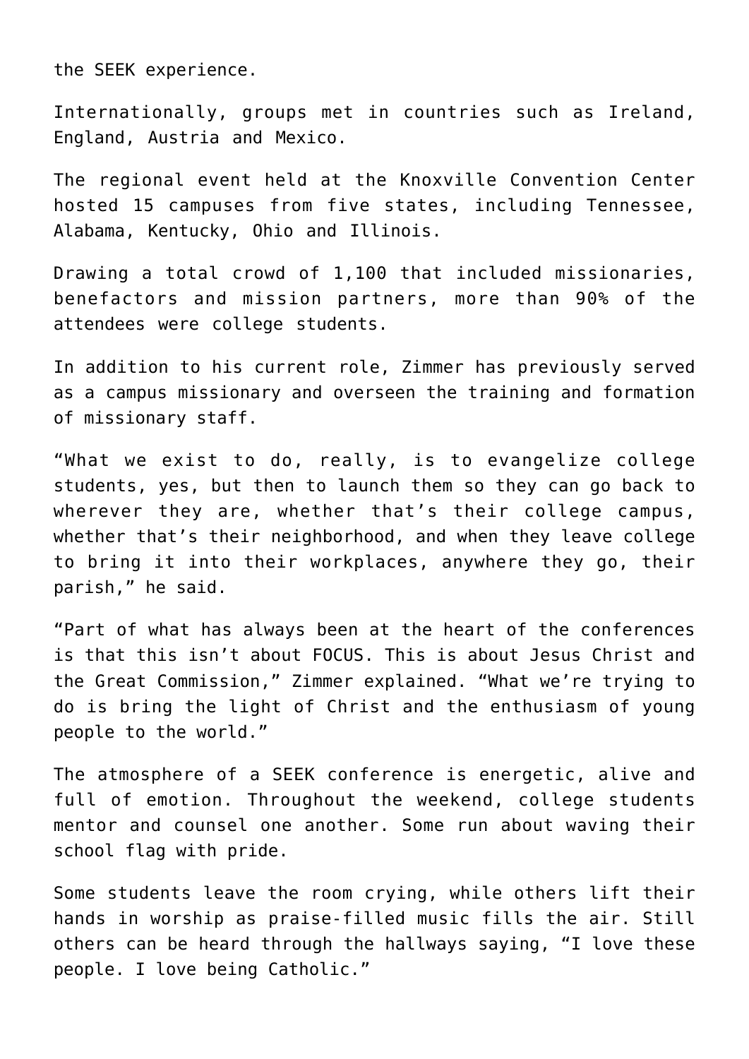the SEEK experience.

Internationally, groups met in countries such as Ireland, England, Austria and Mexico.

The regional event held at the Knoxville Convention Center hosted 15 campuses from five states, including Tennessee, Alabama, Kentucky, Ohio and Illinois.

Drawing a total crowd of 1,100 that included missionaries, benefactors and mission partners, more than 90% of the attendees were college students.

In addition to his current role, Zimmer has previously served as a campus missionary and overseen the training and formation of missionary staff.

"What we exist to do, really, is to evangelize college students, yes, but then to launch them so they can go back to wherever they are, whether that's their college campus, whether that's their neighborhood, and when they leave college to bring it into their workplaces, anywhere they go, their parish," he said.

"Part of what has always been at the heart of the conferences is that this isn't about FOCUS. This is about Jesus Christ and the Great Commission," Zimmer explained. "What we're trying to do is bring the light of Christ and the enthusiasm of young people to the world."

The atmosphere of a SEEK conference is energetic, alive and full of emotion. Throughout the weekend, college students mentor and counsel one another. Some run about waving their school flag with pride.

Some students leave the room crying, while others lift their hands in worship as praise-filled music fills the air. Still others can be heard through the hallways saying, "I love these people. I love being Catholic."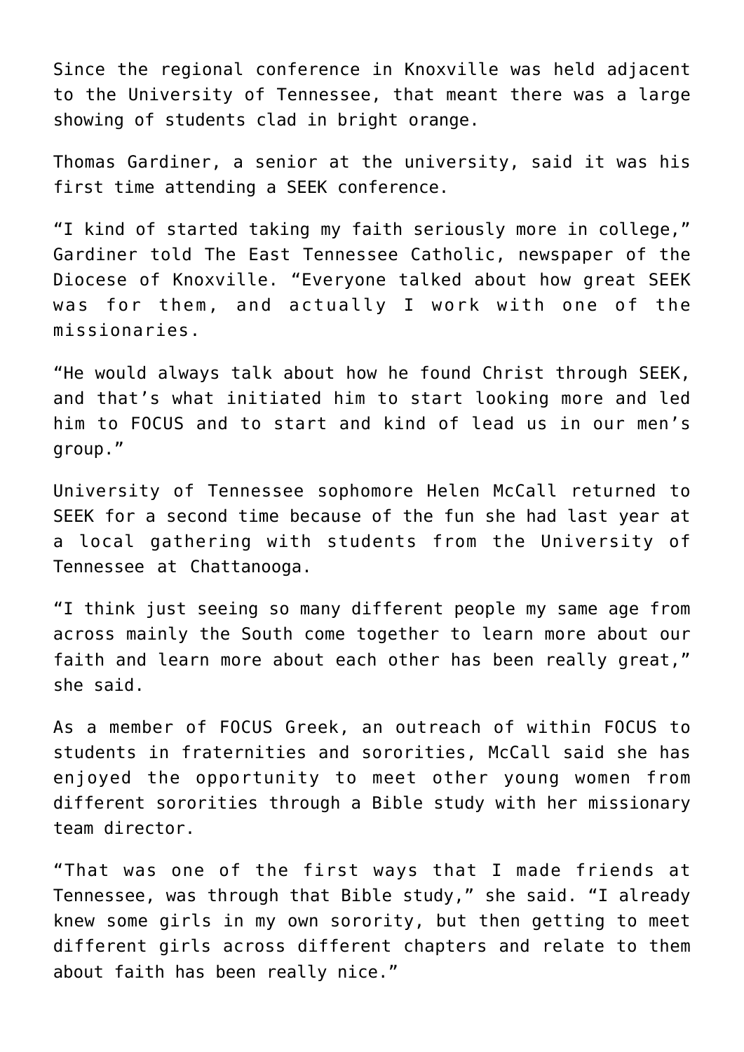Since the regional conference in Knoxville was held adjacent to the University of Tennessee, that meant there was a large showing of students clad in bright orange.

Thomas Gardiner, a senior at the university, said it was his first time attending a SEEK conference.

“I kind of started taking my faith seriously more in college,” Gardiner told The East Tennessee Catholic, newspaper of the Diocese of Knoxville. “Everyone talked about how great SEEK was for them, and actually I work with one of the missionaries.

“He would always talk about how he found Christ through SEEK, and that’s what initiated him to start looking more and led him to FOCUS and to start and kind of lead us in our men’s group.”

University of Tennessee sophomore Helen McCall returned to SEEK for a second time because of the fun she had last year at a local gathering with students from the University of Tennessee at Chattanooga.

“I think just seeing so many different people my same age from across mainly the South come together to learn more about our faith and learn more about each other has been really great,” she said.

As a member of FOCUS Greek, an outreach of within FOCUS to students in fraternities and sororities, McCall said she has enjoyed the opportunity to meet other young women from different sororities through a Bible study with her missionary team director.

“That was one of the first ways that I made friends at Tennessee, was through that Bible study,” she said. “I already knew some girls in my own sorority, but then getting to meet different girls across different chapters and relate to them about faith has been really nice.”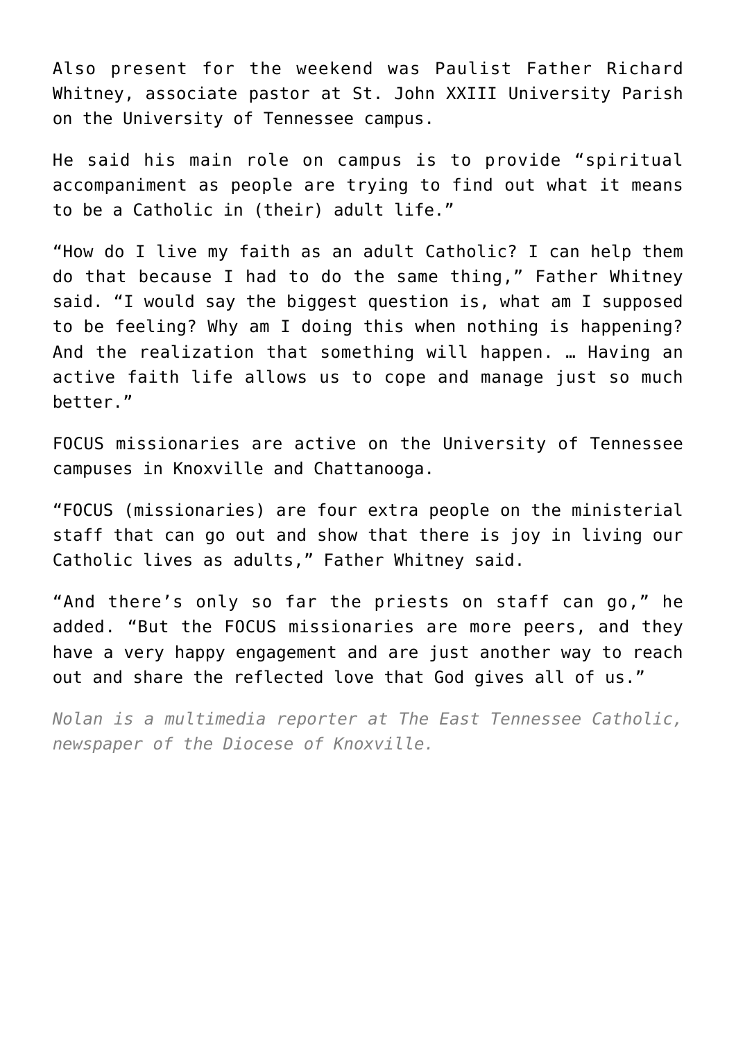Also present for the weekend was Paulist Father Richard Whitney, associate pastor at St. John XXIII University Parish on the University of Tennessee campus.

He said his main role on campus is to provide "spiritual accompaniment as people are trying to find out what it means to be a Catholic in (their) adult life."

"How do I live my faith as an adult Catholic? I can help them do that because I had to do the same thing," Father Whitney said. "I would say the biggest question is, what am I supposed to be feeling? Why am I doing this when nothing is happening? And the realization that something will happen. … Having an active faith life allows us to cope and manage just so much better."

FOCUS missionaries are active on the University of Tennessee campuses in Knoxville and Chattanooga.

"FOCUS (missionaries) are four extra people on the ministerial staff that can go out and show that there is joy in living our Catholic lives as adults," Father Whitney said.

"And there's only so far the priests on staff can go," he added. "But the FOCUS missionaries are more peers, and they have a very happy engagement and are just another way to reach out and share the reflected love that God gives all of us."

*Nolan is a multimedia reporter at The East Tennessee Catholic, newspaper of the Diocese of Knoxville.*